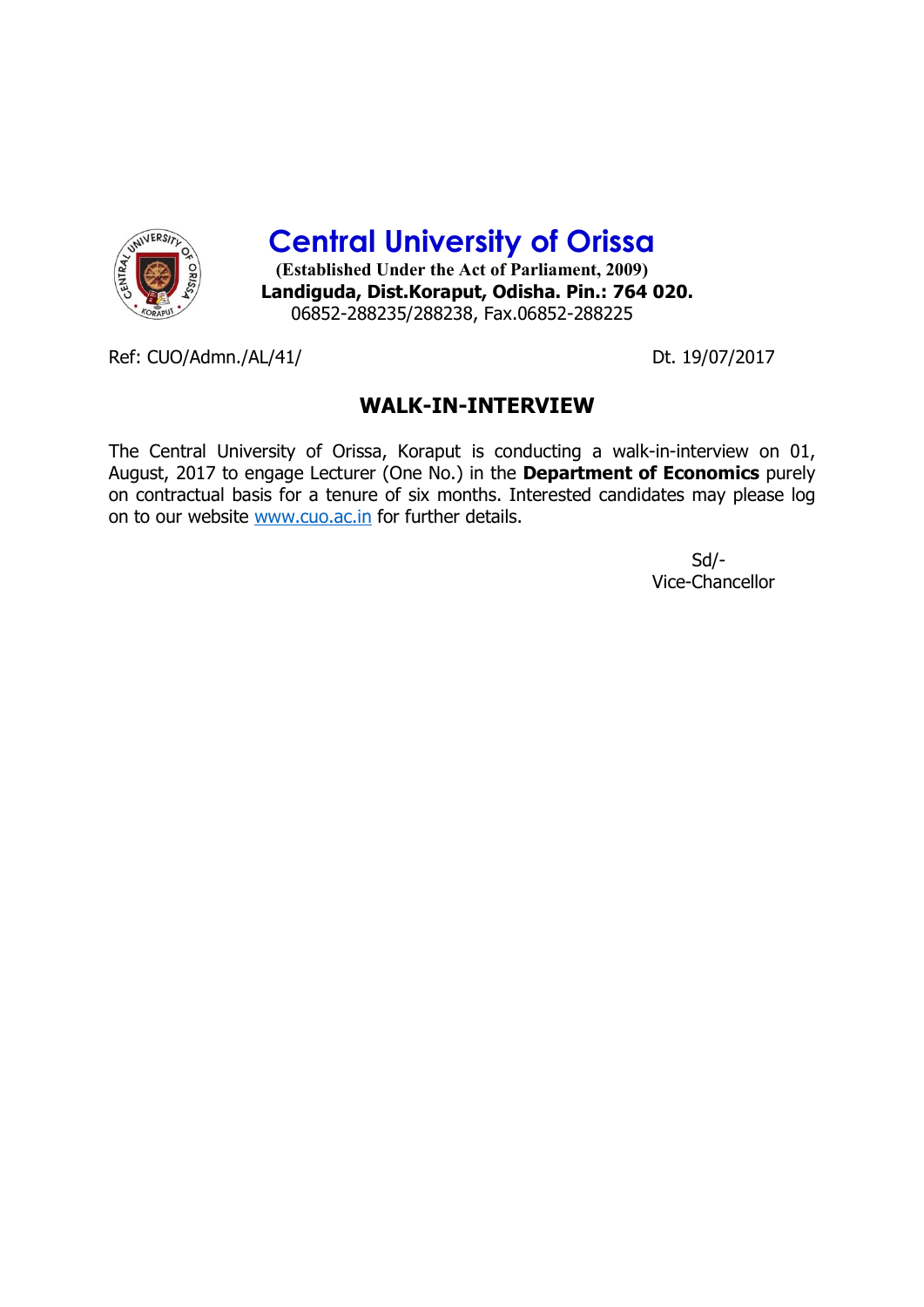# Central University of Orissa

**(Established Under the Act of Parliament, 2009)**
**Landiguda, Dist.Koraput, Odisha. Pin.: 764 020.**
06852-288235/288238, Fax.06852-288225

Ref: CUO/Admn./AL/41/ Dt. 19/07/2017

## WALK-IN-INTERVIEW

The Central University of Orissa, Koraput is conducting a walk-in-interview on 01, August, 2017 to engage Lecturer (One No.) in the **Department of Economics** purely on contractual basis for a tenure of six months. Interested candidates may please log on to our website www.cuo.ac.in for further details.

Sd/-
Vice-Chancellor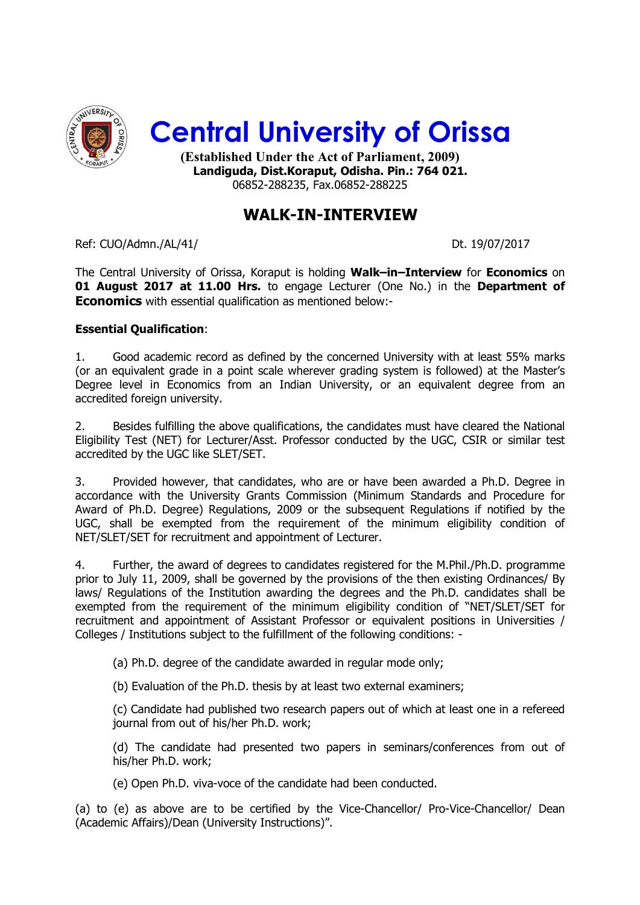# Central University of Orissa

**(Established Under the Act of Parliament, 2009)**
**Landiguda, Dist.Koraput, Odisha. Pin.: 764 021.**
06852-288235, Fax.06852-288225

## WALK-IN-INTERVIEW

Ref: CUO/Admn./AL/41/ Dt. 19/07/2017

The Central University of Orissa, Koraput is holding **Walk–in–Interview** for **Economics** on **01 August 2017 at 11.00 Hrs.** to engage Lecturer (One No.) in the **Department of Economics** with essential qualification as mentioned below:-

**Essential Qualification**:

1. Good academic record as defined by the concerned University with at least 55% marks (or an equivalent grade in a point scale wherever grading system is followed) at the Master's Degree level in Economics from an Indian University, or an equivalent degree from an accredited foreign university.

2. Besides fulfilling the above qualifications, the candidates must have cleared the National Eligibility Test (NET) for Lecturer/Asst. Professor conducted by the UGC, CSIR or similar test accredited by the UGC like SLET/SET.

3. Provided however, that candidates, who are or have been awarded a Ph.D. Degree in accordance with the University Grants Commission (Minimum Standards and Procedure for Award of Ph.D. Degree) Regulations, 2009 or the subsequent Regulations if notified by the UGC, shall be exempted from the requirement of the minimum eligibility condition of NET/SLET/SET for recruitment and appointment of Lecturer.

4. Further, the award of degrees to candidates registered for the M.Phil./Ph.D. programme prior to July 11, 2009, shall be governed by the provisions of the then existing Ordinances/ By laws/ Regulations of the Institution awarding the degrees and the Ph.D. candidates shall be exempted from the requirement of the minimum eligibility condition of "NET/SLET/SET for recruitment and appointment of Assistant Professor or equivalent positions in Universities / Colleges / Institutions subject to the fulfillment of the following conditions: -

   (a) Ph.D. degree of the candidate awarded in regular mode only;

   (b) Evaluation of the Ph.D. thesis by at least two external examiners;

   (c) Candidate had published two research papers out of which at least one in a refereed journal from out of his/her Ph.D. work;

   (d) The candidate had presented two papers in seminars/conferences from out of his/her Ph.D. work;

   (e) Open Ph.D. viva-voce of the candidate had been conducted.

(a) to (e) as above are to be certified by the Vice-Chancellor/ Pro-Vice-Chancellor/ Dean (Academic Affairs)/Dean (University Instructions)".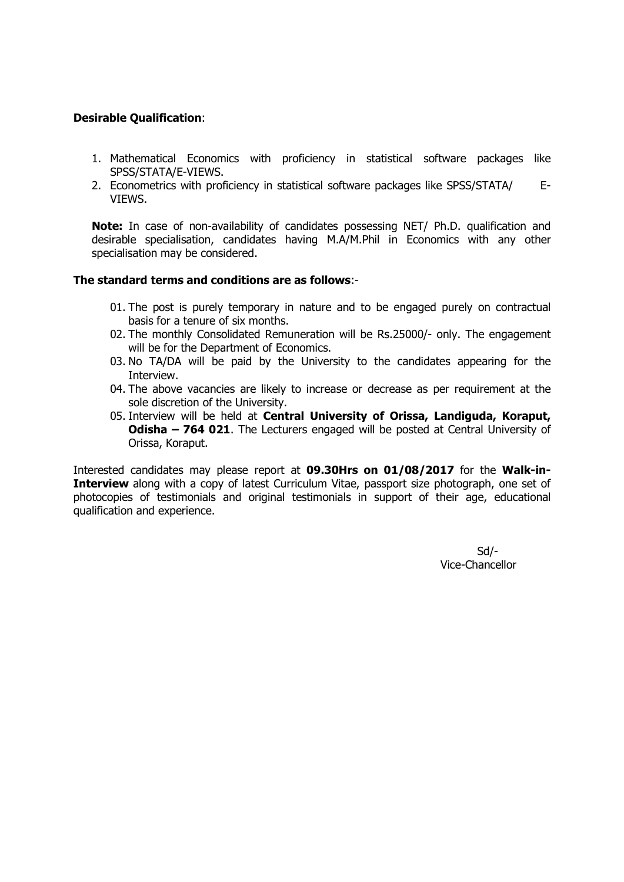**Desirable Qualification**:

1. Mathematical Economics with proficiency in statistical software packages like SPSS/STATA/E-VIEWS.
2. Econometrics with proficiency in statistical software packages like SPSS/STATA/ E-VIEWS.

**Note:** In case of non-availability of candidates possessing NET/ Ph.D. qualification and desirable specialisation, candidates having M.A/M.Phil in Economics with any other specialisation may be considered.

**The standard terms and conditions are as follows**:-

01. The post is purely temporary in nature and to be engaged purely on contractual basis for a tenure of six months.
02. The monthly Consolidated Remuneration will be Rs.25000/- only. The engagement will be for the Department of Economics.
03. No TA/DA will be paid by the University to the candidates appearing for the Interview.
04. The above vacancies are likely to increase or decrease as per requirement at the sole discretion of the University.
05. Interview will be held at **Central University of Orissa, Landiguda, Koraput, Odisha – 764 021**. The Lecturers engaged will be posted at Central University of Orissa, Koraput.

Interested candidates may please report at **09.30Hrs on 01/08/2017** for the **Walk-in-Interview** along with a copy of latest Curriculum Vitae, passport size photograph, one set of photocopies of testimonials and original testimonials in support of their age, educational qualification and experience.

Sd/-
Vice-Chancellor